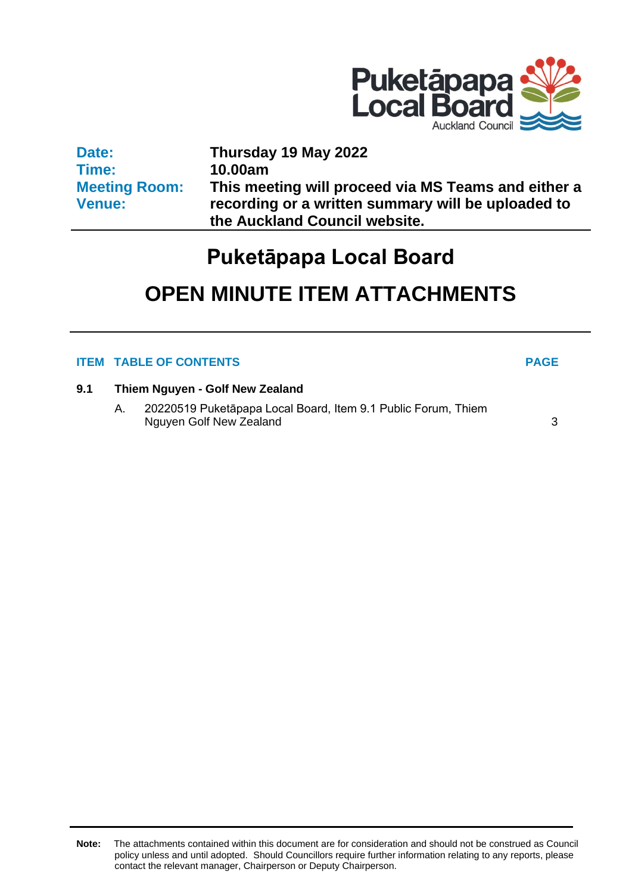Puketāpapa Local Board
Auckland Council

| | |
|---|---|
| **Date:** | **Thursday 19 May 2022** |
| **Time:** | **10.00am** |
| **Meeting Room:** **Venue:** | **This meeting will proceed via MS Teams and either a recording or a written summary will be uploaded to the Auckland Council website.** |

# Puketāpapa Local Board

# OPEN MINUTE ITEM ATTACHMENTS

| ITEM | TABLE OF CONTENTS | PAGE |
|---|---|---|
| **9.1** | **Thiem Nguyen - Golf New Zealand** | |
| | A. 20220519 Puketāpapa Local Board, Item 9.1 Public Forum, Thiem Nguyen Golf New Zealand | 3 |

**Note:** The attachments contained within this document are for consideration and should not be construed as Council policy unless and until adopted. Should Councillors require further information relating to any reports, please contact the relevant manager, Chairperson or Deputy Chairperson.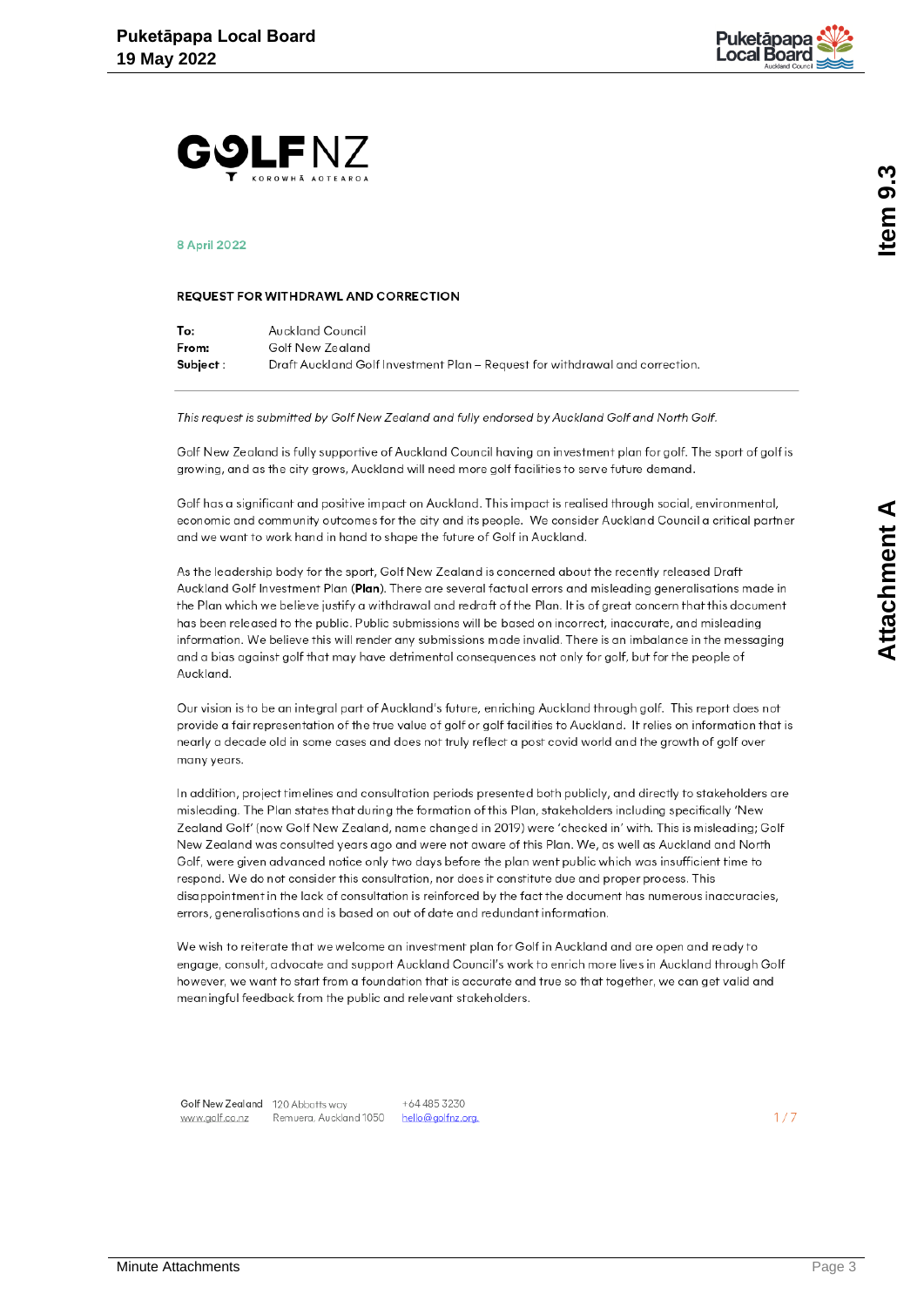8 April 2022

**REQUEST FOR WITHDRAWAL AND CORRECTION**

| | |
|---|---|
| **To:** | Auckland Council |
| **From:** | Golf New Zealand |
| **Subject** : | Draft Auckland Golf Investment Plan – Request for withdrawal and correction. |

*This request is submitted by Golf New Zealand and fully endorsed by Auckland Golf and North Golf.*

Golf New Zealand is fully supportive of Auckland Council having an investment plan for golf. The sport of golf is growing, and as the city grows, Auckland will need more golf facilities to serve future demand.

Golf has a significant and positive impact on Auckland. This impact is realised through social, environmental, economic and community outcomes for the city and its people. We consider Auckland Council a critical partner and we want to work hand in hand to shape the future of Golf in Auckland.

As the leadership body for the sport, Golf New Zealand is concerned about the recently released Draft Auckland Golf Investment Plan (**Plan**). There are several factual errors and misleading generalisations made in the Plan which we believe justify a withdrawal and redraft of the Plan. It is of great concern that this document has been released to the public. Public submissions will be based on incorrect, inaccurate, and misleading information. We believe this will render any submissions made invalid. There is an imbalance in the messaging and a bias against golf that may have detrimental consequences not only for golf, but for the people of Auckland.

Our vision is to be an integral part of Auckland's future, enriching Auckland through golf. This report does not provide a fair representation of the true value of golf or golf facilities to Auckland. It relies on information that is nearly a decade old in some cases and does not truly reflect a post covid world and the growth of golf over many years.

In addition, project timelines and consultation periods presented both publicly, and directly to stakeholders are misleading. The Plan states that during the formation of this Plan, stakeholders including specifically 'New Zealand Golf' (now Golf New Zealand, name changed in 2019) were 'checked in' with. This is misleading; Golf New Zealand was consulted years ago and were not aware of this Plan. We, as well as Auckland and North Golf, were given advanced notice only two days before the plan went public which was insufficient time to respond. We do not consider this consultation, nor does it constitute due and proper process. This disappointment in the lack of consultation is reinforced by the fact the document has numerous inaccuracies, errors, generalisations and is based on out of date and redundant information.

We wish to reiterate that we welcome an investment plan for Golf in Auckland and are open and ready to engage, consult, advocate and support Auckland Council's work to enrich more lives in Auckland through Golf however, we want to start from a foundation that is accurate and true so that together, we can get valid and meaningful feedback from the public and relevant stakeholders.

Golf New Zealand | 120 Abbotts way, Remuera, Auckland 1050 | +64 485 3230 | hello@golfnz.org. | www.golf.co.nz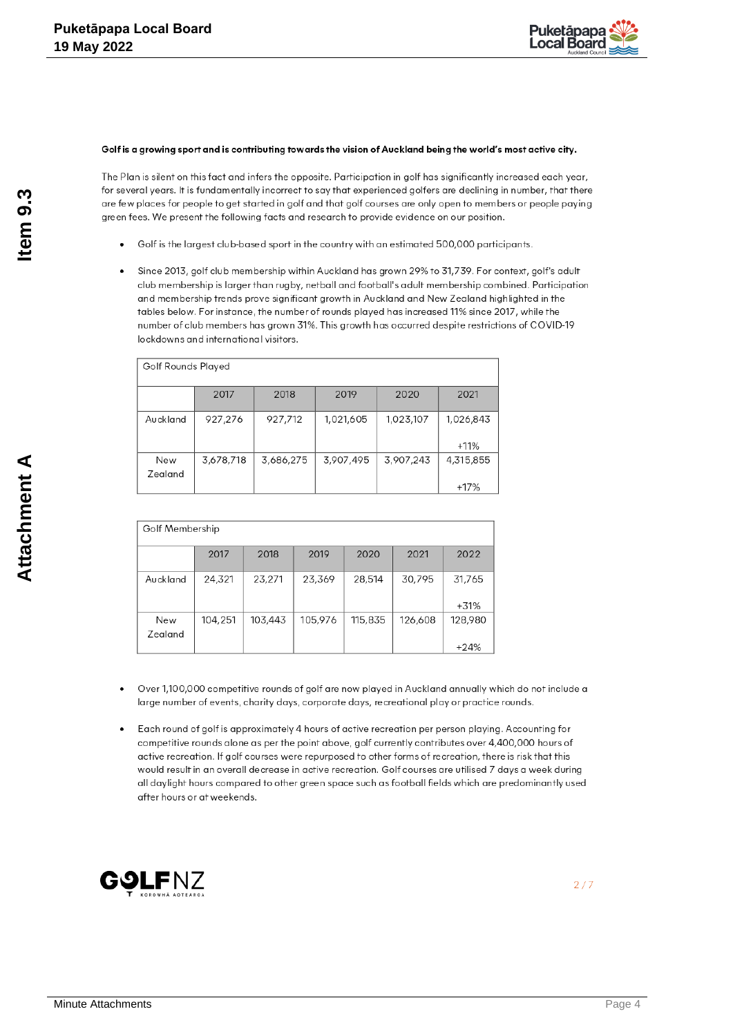**Golf is a growing sport and is contributing towards the vision of Auckland being the world's most active city.**

The Plan is silent on this fact and infers the opposite. Participation in golf has significantly increased each year, for several years. It is fundamentally incorrect to say that experienced golfers are declining in number, that there are few places for people to get started in golf and that golf courses are only open to members or people paying green fees. We present the following facts and research to provide evidence on our position.

- Golf is the largest club-based sport in the country with an estimated 500,000 participants.
- Since 2013, golf club membership within Auckland has grown 29% to 31,739. For context, golf's adult club membership is larger than rugby, netball and football's adult membership combined. Participation and membership trends prove significant growth in Auckland and New Zealand highlighted in the tables below. For instance, the number of rounds played has increased 11% since 2017, while the number of club members has grown 31%. This growth has occurred despite restrictions of COVID-19 lockdowns and international visitors.

| Golf Rounds Played | | | | | |
|---|---|---|---|---|---|
| | 2017 | 2018 | 2019 | 2020 | 2021 |
| Auckland | 927,276 | 927,712 | 1,021,605 | 1,023,107 | 1,026,843 +11% |
| New Zealand | 3,678,718 | 3,686,275 | 3,907,495 | 3,907,243 | 4,315,855 +17% |

| Golf Membership | | | | | | |
|---|---|---|---|---|---|---|
| | 2017 | 2018 | 2019 | 2020 | 2021 | 2022 |
| Auckland | 24,321 | 23,271 | 23,369 | 28,514 | 30,795 | 31,765 +31% |
| New Zealand | 104,251 | 103,443 | 105,976 | 115,835 | 126,608 | 128,980 +24% |

- Over 1,100,000 competitive rounds of golf are now played in Auckland annually which do not include a large number of events, charity days, corporate days, recreational play or practice rounds.
- Each round of golf is approximately 4 hours of active recreation per person playing. Accounting for competitive rounds alone as per the point above, golf currently contributes over 4,400,000 hours of active recreation. If golf courses were repurposed to other forms of recreation, there is risk that this would result in an overall decrease in active recreation. Golf courses are utilised 7 days a week during all daylight hours compared to other green space such as football fields which are predominantly used after hours or at weekends.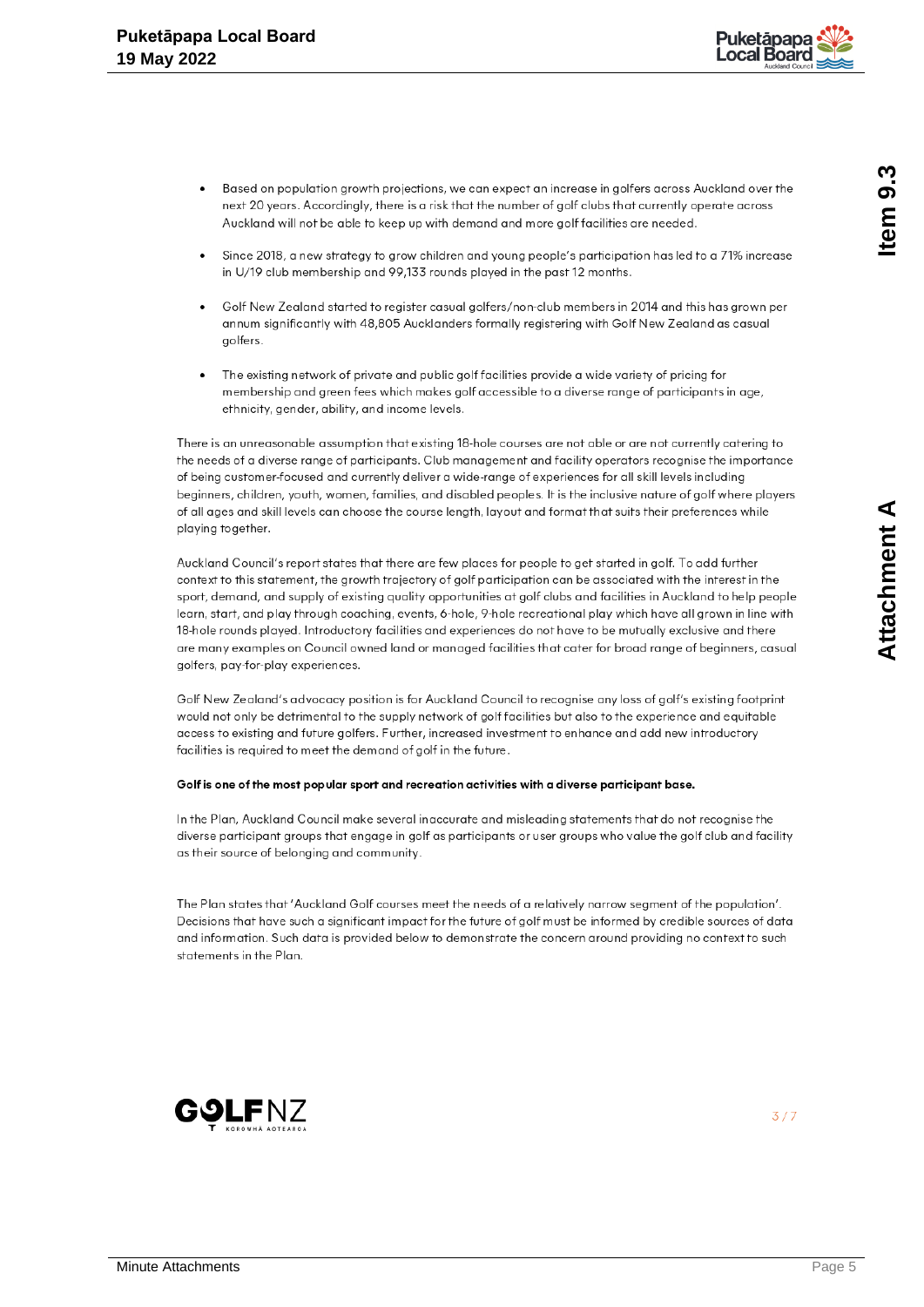- Based on population growth projections, we can expect an increase in golfers across Auckland over the next 20 years. Accordingly, there is a risk that the number of golf clubs that currently operate across Auckland will not be able to keep up with demand and more golf facilities are needed.

- Since 2018, a new strategy to grow children and young people's participation has led to a 71% increase in U/19 club membership and 99,133 rounds played in the past 12 months.

- Golf New Zealand started to register casual golfers/non-club members in 2014 and this has grown per annum significantly with 48,805 Aucklanders formally registering with Golf New Zealand as casual golfers.

- The existing network of private and public golf facilities provide a wide variety of pricing for membership and green fees which makes golf accessible to a diverse range of participants in age, ethnicity, gender, ability, and income levels.

There is an unreasonable assumption that existing 18-hole courses are not able or are not currently catering to the needs of a diverse range of participants. Club management and facility operators recognise the importance of being customer-focused and currently deliver a wide-range of experiences for all skill levels including beginners, children, youth, women, families, and disabled peoples. It is the inclusive nature of golf where players of all ages and skill levels can choose the course length, layout and format that suits their preferences while playing together.

Auckland Council's report states that there are few places for people to get started in golf. To add further context to this statement, the growth trajectory of golf participation can be associated with the interest in the sport, demand, and supply of existing quality opportunities at golf clubs and facilities in Auckland to help people learn, start, and play through coaching, events, 6-hole, 9-hole recreational play which have all grown in line with 18-hole rounds played. Introductory facilities and experiences do not have to be mutually exclusive and there are many examples on Council owned land or managed facilities that cater for broad range of beginners, casual golfers, pay-for-play experiences.

Golf New Zealand's advocacy position is for Auckland Council to recognise any loss of golf's existing footprint would not only be detrimental to the supply network of golf facilities but also to the experience and equitable access to existing and future golfers. Further, increased investment to enhance and add new introductory facilities is required to meet the demand of golf in the future.

**Golf is one of the most popular sport and recreation activities with a diverse participant base.**

In the Plan, Auckland Council make several inaccurate and misleading statements that do not recognise the diverse participant groups that engage in golf as participants or user groups who value the golf club and facility as their source of belonging and community.

The Plan states that 'Auckland Golf courses meet the needs of a relatively narrow segment of the population'. Decisions that have such a significant impact for the future of golf must be informed by credible sources of data and information. Such data is provided below to demonstrate the concern around providing no context to such statements in the Plan.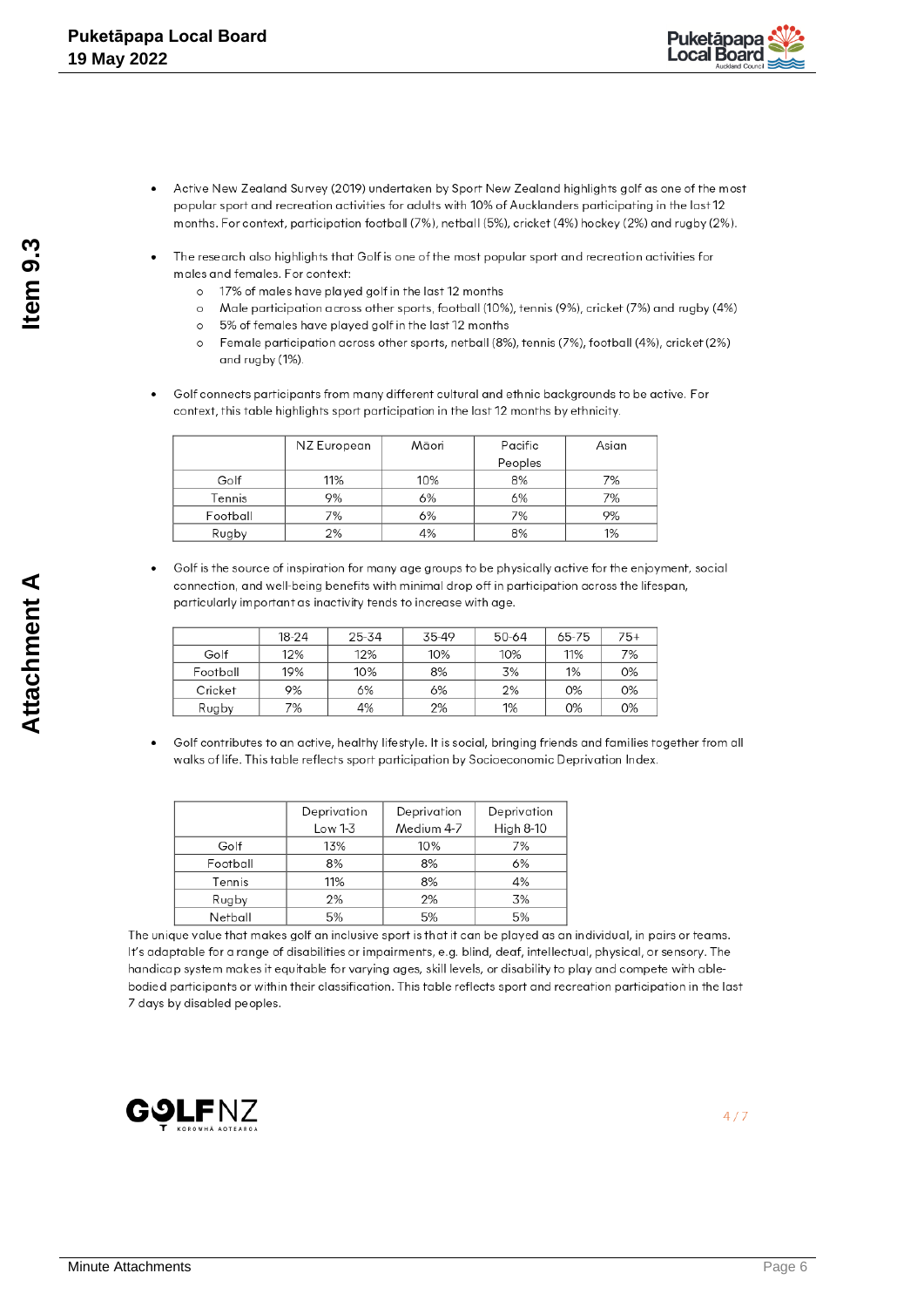- Active New Zealand Survey (2019) undertaken by Sport New Zealand highlights golf as one of the most popular sport and recreation activities for adults with 10% of Aucklanders participating in the last 12 months. For context, participation football (7%), netball (5%), cricket (4%) hockey (2%) and rugby (2%).

- The research also highlights that Golf is one of the most popular sport and recreation activities for males and females. For context:
  - 17% of males have played golf in the last 12 months
  - Male participation across other sports, football (10%), tennis (9%), cricket (7%) and rugby (4%)
  - 5% of females have played golf in the last 12 months
  - Female participation across other sports, netball (8%), tennis (7%), football (4%), cricket (2%) and rugby (1%).

- Golf connects participants from many different cultural and ethnic backgrounds to be active. For context, this table highlights sport participation in the last 12 months by ethnicity.

| | NZ European | Māori | Pacific Peoples | Asian |
|---|---|---|---|---|
| Golf | 11% | 10% | 8% | 7% |
| Tennis | 9% | 6% | 6% | 7% |
| Football | 7% | 6% | 7% | 9% |
| Rugby | 2% | 4% | 8% | 1% |

- Golf is the source of inspiration for many age groups to be physically active for the enjoyment, social connection, and well-being benefits with minimal drop off in participation across the lifespan, particularly important as inactivity tends to increase with age.

| | 18-24 | 25-34 | 35-49 | 50-64 | 65-75 | 75+ |
|---|---|---|---|---|---|---|
| Golf | 12% | 12% | 10% | 10% | 11% | 7% |
| Football | 19% | 10% | 8% | 3% | 1% | 0% |
| Cricket | 9% | 6% | 6% | 2% | 0% | 0% |
| Rugby | 7% | 4% | 2% | 1% | 0% | 0% |

- Golf contributes to an active, healthy lifestyle. It is social, bringing friends and families together from all walks of life. This table reflects sport participation by Socioeconomic Deprivation Index.

| | Deprivation Low 1-3 | Deprivation Medium 4-7 | Deprivation High 8-10 |
|---|---|---|---|
| Golf | 13% | 10% | 7% |
| Football | 8% | 8% | 6% |
| Tennis | 11% | 8% | 4% |
| Rugby | 2% | 2% | 3% |
| Netball | 5% | 5% | 5% |

The unique value that makes golf an inclusive sport is that it can be played as an individual, in pairs or teams. It's adaptable for a range of disabilities or impairments, e.g. blind, deaf, intellectual, physical, or sensory. The handicap system makes it equitable for varying ages, skill levels, or disability to play and compete with able-bodied participants or within their classification. This table reflects sport and recreation participation in the last 7 days by disabled peoples.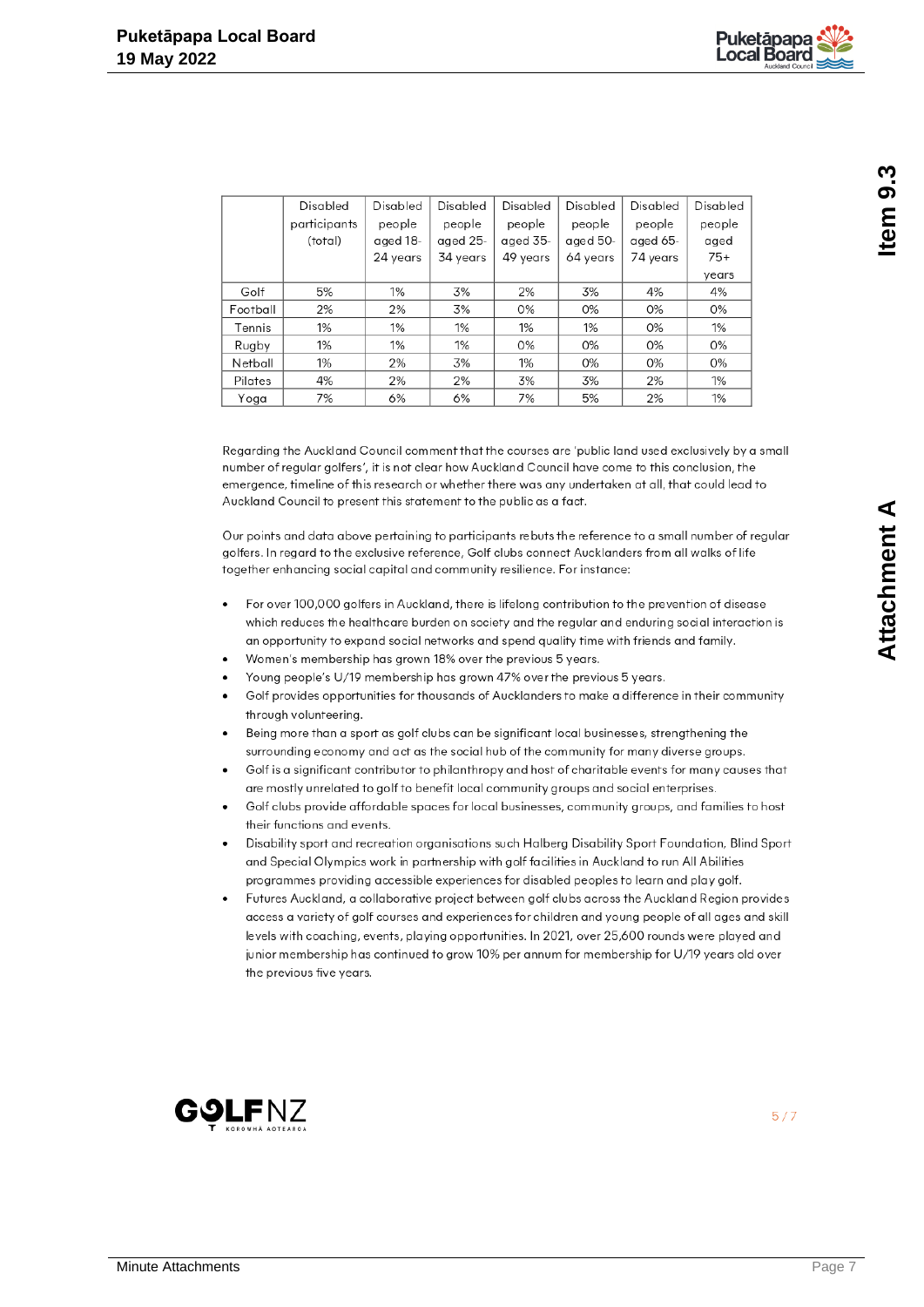| | Disabled participants (total) | Disabled people aged 18-24 years | Disabled people aged 25-34 years | Disabled people aged 35-49 years | Disabled people aged 50-64 years | Disabled people aged 65-74 years | Disabled people aged 75+ years |
|---|---|---|---|---|---|---|---|
| Golf | 5% | 1% | 3% | 2% | 3% | 4% | 4% |
| Football | 2% | 2% | 3% | 0% | 0% | 0% | 0% |
| Tennis | 1% | 1% | 1% | 1% | 1% | 0% | 1% |
| Rugby | 1% | 1% | 1% | 0% | 0% | 0% | 0% |
| Netball | 1% | 2% | 3% | 1% | 0% | 0% | 0% |
| Pilates | 4% | 2% | 2% | 3% | 3% | 2% | 1% |
| Yoga | 7% | 6% | 6% | 7% | 5% | 2% | 1% |

Regarding the Auckland Council comment that the courses are 'public land used exclusively by a small number of regular golfers', it is not clear how Auckland Council have come to this conclusion, the emergence, timeline of this research or whether there was any undertaken at all, that could lead to Auckland Council to present this statement to the public as a fact.

Our points and data above pertaining to participants rebuts the reference to a small number of regular golfers. In regard to the exclusive reference, Golf clubs connect Aucklanders from all walks of life together enhancing social capital and community resilience. For instance:

- For over 100,000 golfers in Auckland, there is lifelong contribution to the prevention of disease which reduces the healthcare burden on society and the regular and enduring social interaction is an opportunity to expand social networks and spend quality time with friends and family.
- Women's membership has grown 18% over the previous 5 years.
- Young people's U/19 membership has grown 47% over the previous 5 years.
- Golf provides opportunities for thousands of Aucklanders to make a difference in their community through volunteering.
- Being more than a sport as golf clubs can be significant local businesses, strengthening the surrounding economy and act as the social hub of the community for many diverse groups.
- Golf is a significant contributor to philanthropy and host of charitable events for many causes that are mostly unrelated to golf to benefit local community groups and social enterprises.
- Golf clubs provide affordable spaces for local businesses, community groups, and families to host their functions and events.
- Disability sport and recreation organisations such Halberg Disability Sport Foundation, Blind Sport and Special Olympics work in partnership with golf facilities in Auckland to run All Abilities programmes providing accessible experiences for disabled peoples to learn and play golf.
- Futures Auckland, a collaborative project between golf clubs across the Auckland Region provides access a variety of golf courses and experiences for children and young people of all ages and skill levels with coaching, events, playing opportunities. In 2021, over 25,600 rounds were played and junior membership has continued to grow 10% per annum for membership for U/19 years old over the previous five years.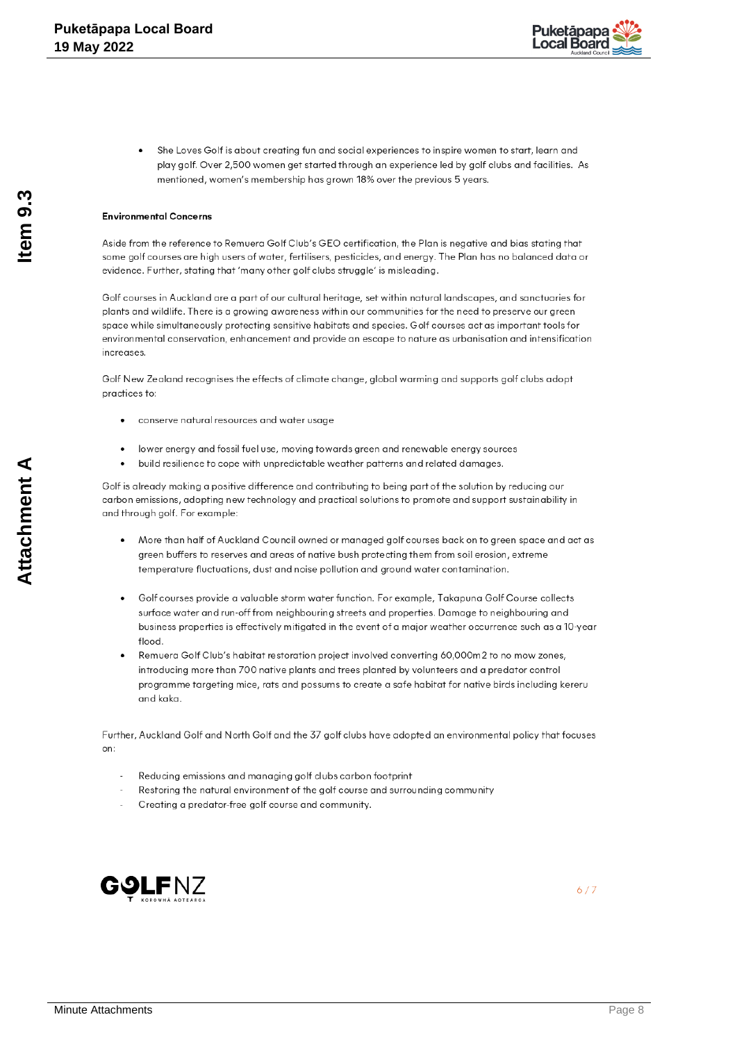- She Loves Golf is about creating fun and social experiences to inspire women to start, learn and play golf. Over 2,500 women get started through an experience led by golf clubs and facilities. As mentioned, women's membership has grown 18% over the previous 5 years.

**Environmental Concerns**

Aside from the reference to Remuera Golf Club's GEO certification, the Plan is negative and bias stating that some golf courses are high users of water, fertilisers, pesticides, and energy. The Plan has no balanced data or evidence. Further, stating that 'many other golf clubs struggle' is misleading.

Golf courses in Auckland are a part of our cultural heritage, set within natural landscapes, and sanctuaries for plants and wildlife. There is a growing awareness within our communities for the need to preserve our green space while simultaneously protecting sensitive habitats and species. Golf courses act as important tools for environmental conservation, enhancement and provide an escape to nature as urbanisation and intensification increases.

Golf New Zealand recognises the effects of climate change, global warming and supports golf clubs adopt practices to:

- conserve natural resources and water usage
- lower energy and fossil fuel use, moving towards green and renewable energy sources
- build resilience to cope with unpredictable weather patterns and related damages.

Golf is already making a positive difference and contributing to being part of the solution by reducing our carbon emissions, adopting new technology and practical solutions to promote and support sustainability in and through golf. For example:

- More than half of Auckland Council owned or managed golf courses back on to green space and act as green buffers to reserves and areas of native bush protecting them from soil erosion, extreme temperature fluctuations, dust and noise pollution and ground water contamination.
- Golf courses provide a valuable storm water function. For example, Takapuna Golf Course collects surface water and run-off from neighbouring streets and properties. Damage to neighbouring and business properties is effectively mitigated in the event of a major weather occurrence such as a 10-year flood.
- Remuera Golf Club's habitat restoration project involved converting 60,000m2 to no mow zones, introducing more than 700 native plants and trees planted by volunteers and a predator control programme targeting mice, rats and possums to create a safe habitat for native birds including kereru and kaka.

Further, Auckland Golf and North Golf and the 37 golf clubs have adopted an environmental policy that focuses on:

- Reducing emissions and managing golf clubs carbon footprint
- Restoring the natural environment of the golf course and surrounding community
- Creating a predator-free golf course and community.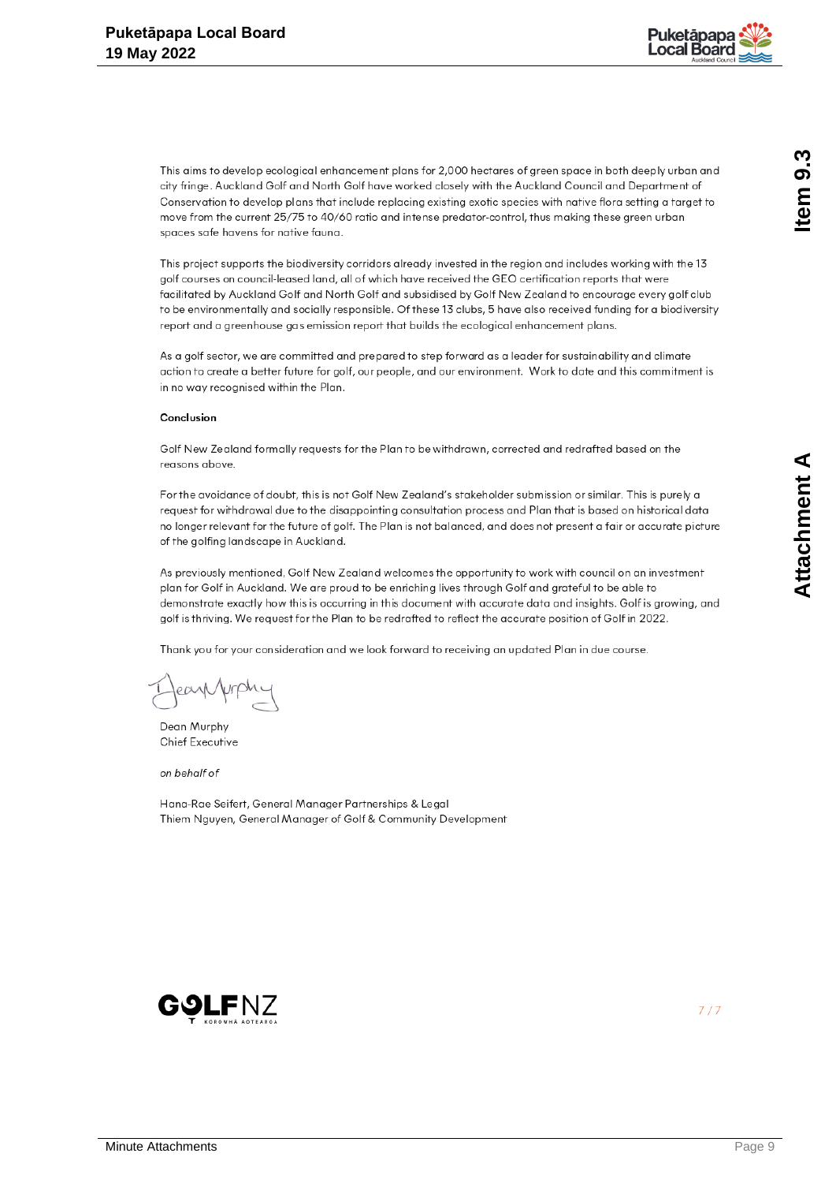This aims to develop ecological enhancement plans for 2,000 hectares of green space in both deeply urban and city fringe. Auckland Golf and North Golf have worked closely with the Auckland Council and Department of Conservation to develop plans that include replacing existing exotic species with native flora setting a target to move from the current 25/75 to 40/60 ratio and intense predator-control, thus making these green urban spaces safe havens for native fauna.

This project supports the biodiversity corridors already invested in the region and includes working with the 13 golf courses on council-leased land, all of which have received the GEO certification reports that were facilitated by Auckland Golf and North Golf and subsidised by Golf New Zealand to encourage every golf club to be environmentally and socially responsible. Of these 13 clubs, 5 have also received funding for a biodiversity report and a greenhouse gas emission report that builds the ecological enhancement plans.

As a golf sector, we are committed and prepared to step forward as a leader for sustainability and climate action to create a better future for golf, our people, and our environment. Work to date and this commitment is in no way recognised within the Plan.

**Conclusion**

Golf New Zealand formally requests for the Plan to be withdrawn, corrected and redrafted based on the reasons above.

For the avoidance of doubt, this is not Golf New Zealand's stakeholder submission or similar. This is purely a request for withdrawal due to the disappointing consultation process and Plan that is based on historical data no longer relevant for the future of golf. The Plan is not balanced, and does not present a fair or accurate picture of the golfing landscape in Auckland.

As previously mentioned, Golf New Zealand welcomes the opportunity to work with council on an investment plan for Golf in Auckland. We are proud to be enriching lives through Golf and grateful to be able to demonstrate exactly how this is occurring in this document with accurate data and insights. Golf is growing, and golf is thriving. We request for the Plan to be redrafted to reflect the accurate position of Golf in 2022.

Thank you for your consideration and we look forward to receiving an updated Plan in due course.

Dean Murphy
Chief Executive

*on behalf of*

Hana-Rae Seifert, General Manager Partnerships & Legal
Thiem Nguyen, General Manager of Golf & Community Development